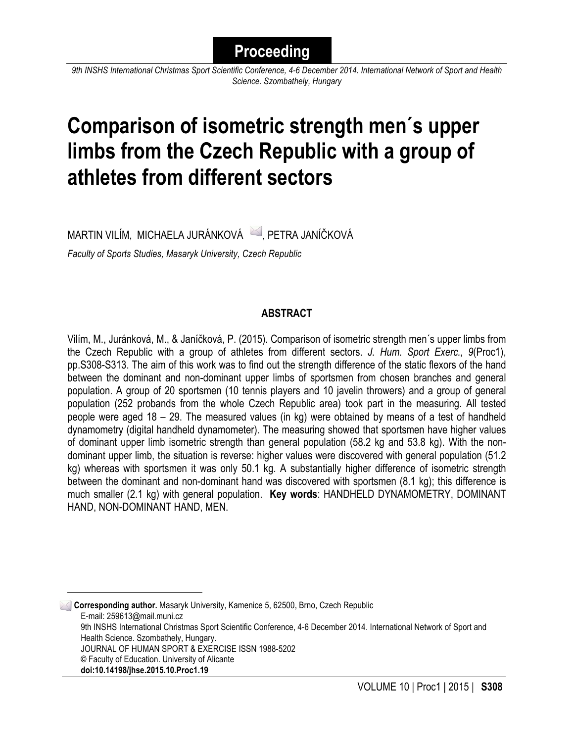**Proceeding**

*9th INSHS International Christmas Sport Scientific Conference, 4-6 December 2014. International Network of Sport and Health Science. Szombathely, Hungary*

# Comparison of isometric strength men´s upper limbs from the Czech Republic with a group of athletes from different sectors

MARTIN VILÍM, MICHAELA JURÁNKOVÁ , PETRA JANÍČKOVÁ

*Faculty of Sports Studies, Masaryk University, Czech Republic*

## ABSTRACT

Vilím, M., Juránková, M., & Janíčková, P. (2015). Comparison of isometric strength men´s upper limbs from the Czech Republic with a group of athletes from different sectors. *J. Hum. Sport Exerc., 9*(Proc1), pp.S308-S313. The aim of this work was to find out the strength difference of the static flexors of the hand between the dominant and non-dominant upper limbs of sportsmen from chosen branches and general population. A group of 20 sportsmen (10 tennis players and 10 javelin throwers) and a group of general population (252 probands from the whole Czech Republic area) took part in the measuring. All tested people were aged 18 – 29. The measured values (in kg) were obtained by means of a test of handheld dynamometry (digital handheld dynamometer). The measuring showed that sportsmen have higher values of dominant upper limb isometric strength than general population (58.2 kg and 53.8 kg). With the non-dominant upper limb, the situation is reverse: higher values were discovered with general population (51.2 kg) whereas with sportsmen it was only 50.1 kg. A substantially higher difference of isometric strength between the dominant and non-dominant hand was discovered with sportsmen (8.1 kg); this difference is much smaller (2.1 kg) with general population. **Key words**: HANDHELD DYNAMOMETRY, DOMINANT HAND, NON-DOMINANT HAND, MEN.

---

**Corresponding author.** Masaryk University, Kamenice 5, 62500, Brno, Czech Republic
E-mail: 259613@mail.muni.cz
9th INSHS International Christmas Sport Scientific Conference, 4-6 December 2014. International Network of Sport and Health Science. Szombathely, Hungary.
JOURNAL OF HUMAN SPORT & EXERCISE ISSN 1988-5202
© Faculty of Education. University of Alicante
**doi:10.14198/jhse.2015.10.Proc1.19**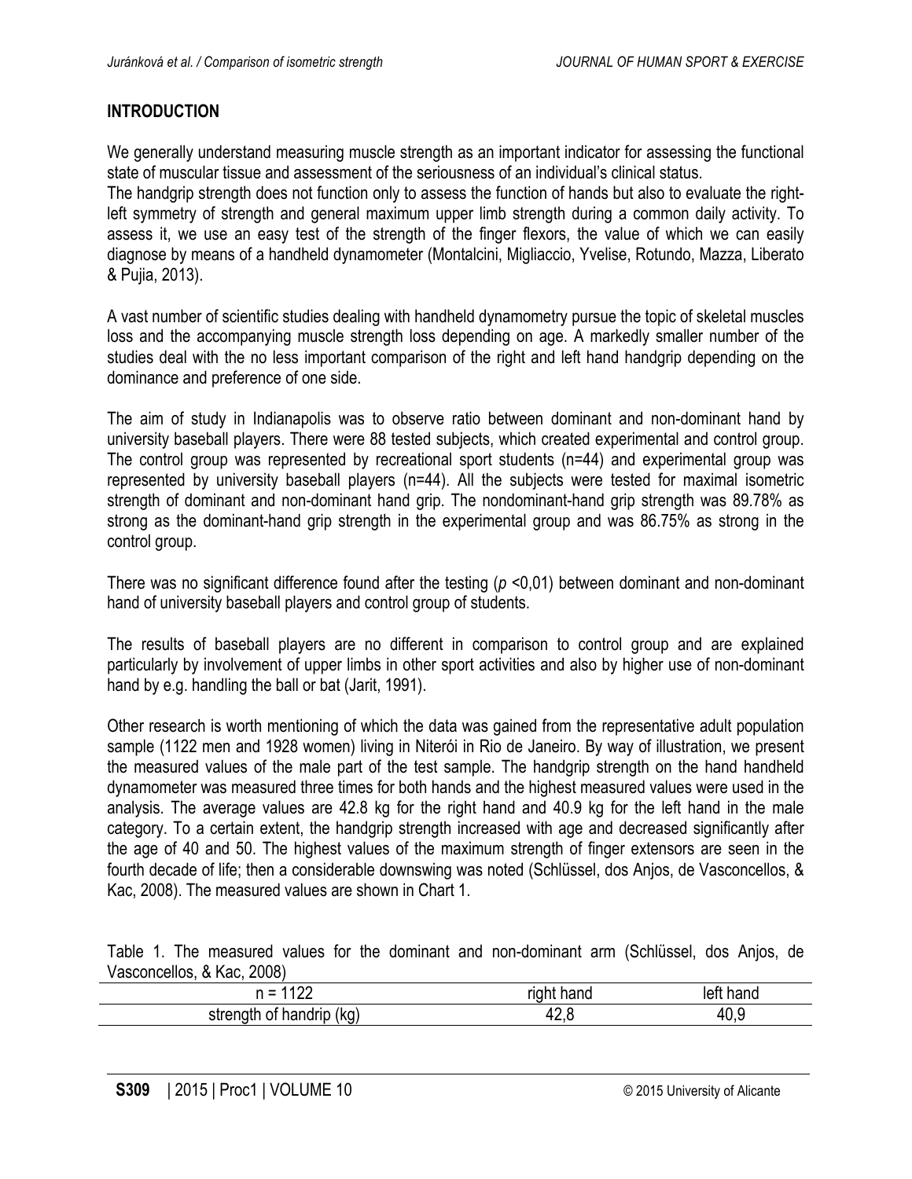## INTRODUCTION

We generally understand measuring muscle strength as an important indicator for assessing the functional state of muscular tissue and assessment of the seriousness of an individual's clinical status.
The handgrip strength does not function only to assess the function of hands but also to evaluate the right-left symmetry of strength and general maximum upper limb strength during a common daily activity. To assess it, we use an easy test of the strength of the finger flexors, the value of which we can easily diagnose by means of a handheld dynamometer (Montalcini, Migliaccio, Yvelise, Rotundo, Mazza, Liberato & Pujia, 2013).

A vast number of scientific studies dealing with handheld dynamometry pursue the topic of skeletal muscles loss and the accompanying muscle strength loss depending on age. A markedly smaller number of the studies deal with the no less important comparison of the right and left hand handgrip depending on the dominance and preference of one side.

The aim of study in Indianapolis was to observe ratio between dominant and non-dominant hand by university baseball players. There were 88 tested subjects, which created experimental and control group. The control group was represented by recreational sport students (n=44) and experimental group was represented by university baseball players (n=44). All the subjects were tested for maximal isometric strength of dominant and non-dominant hand grip. The nondominant-hand grip strength was 89.78% as strong as the dominant-hand grip strength in the experimental group and was 86.75% as strong in the control group.

There was no significant difference found after the testing ($p$ <0,01) between dominant and non-dominant hand of university baseball players and control group of students.

The results of baseball players are no different in comparison to control group and are explained particularly by involvement of upper limbs in other sport activities and also by higher use of non-dominant hand by e.g. handling the ball or bat (Jarit, 1991).

Other research is worth mentioning of which the data was gained from the representative adult population sample (1122 men and 1928 women) living in Niterói in Rio de Janeiro. By way of illustration, we present the measured values of the male part of the test sample. The handgrip strength on the hand handheld dynamometer was measured three times for both hands and the highest measured values were used in the analysis. The average values are 42.8 kg for the right hand and 40.9 kg for the left hand in the male category. To a certain extent, the handgrip strength increased with age and decreased significantly after the age of 40 and 50. The highest values of the maximum strength of finger extensors are seen in the fourth decade of life; then a considerable downswing was noted (Schlüssel, dos Anjos, de Vasconcellos, & Kac, 2008). The measured values are shown in Chart 1.

Table 1. The measured values for the dominant and non-dominant arm (Schlüssel, dos Anjos, de Vasconcellos, & Kac, 2008)

| n = 1122 | right hand | left hand |
|---|---|---|
| strength of handrip (kg) | 42,8 | 40,9 |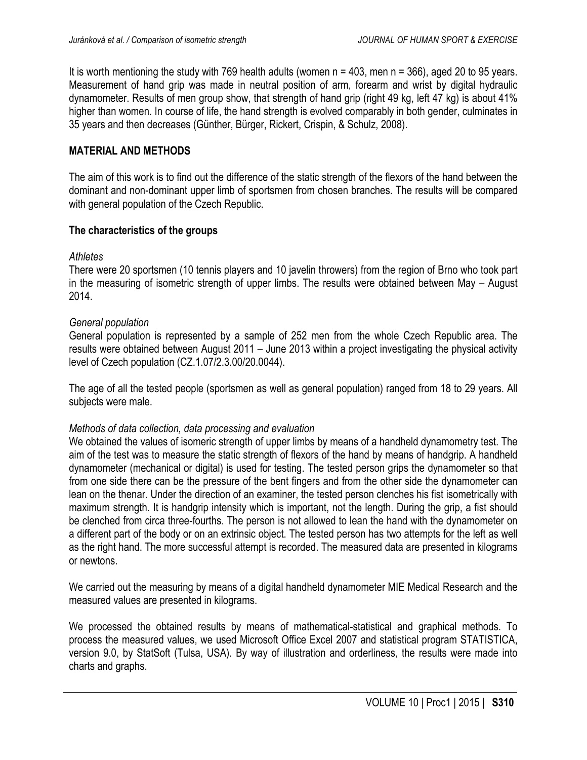It is worth mentioning the study with 769 health adults (women n = 403, men n = 366), aged 20 to 95 years. Measurement of hand grip was made in neutral position of arm, forearm and wrist by digital hydraulic dynamometer. Results of men group show, that strength of hand grip (right 49 kg, left 47 kg) is about 41% higher than women. In course of life, the hand strength is evolved comparably in both gender, culminates in 35 years and then decreases (Günther, Bürger, Rickert, Crispin, & Schulz, 2008).

## MATERIAL AND METHODS

The aim of this work is to find out the difference of the static strength of the flexors of the hand between the dominant and non-dominant upper limb of sportsmen from chosen branches. The results will be compared with general population of the Czech Republic.

### The characteristics of the groups

*Athletes*

There were 20 sportsmen (10 tennis players and 10 javelin throwers) from the region of Brno who took part in the measuring of isometric strength of upper limbs. The results were obtained between May – August 2014.

*General population*

General population is represented by a sample of 252 men from the whole Czech Republic area. The results were obtained between August 2011 – June 2013 within a project investigating the physical activity level of Czech population (CZ.1.07/2.3.00/20.0044).

The age of all the tested people (sportsmen as well as general population) ranged from 18 to 29 years. All subjects were male.

*Methods of data collection, data processing and evaluation*

We obtained the values of isomeric strength of upper limbs by means of a handheld dynamometry test. The aim of the test was to measure the static strength of flexors of the hand by means of handgrip. A handheld dynamometer (mechanical or digital) is used for testing. The tested person grips the dynamometer so that from one side there can be the pressure of the bent fingers and from the other side the dynamometer can lean on the thenar. Under the direction of an examiner, the tested person clenches his fist isometrically with maximum strength. It is handgrip intensity which is important, not the length. During the grip, a fist should be clenched from circa three-fourths. The person is not allowed to lean the hand with the dynamometer on a different part of the body or on an extrinsic object. The tested person has two attempts for the left as well as the right hand. The more successful attempt is recorded. The measured data are presented in kilograms or newtons.

We carried out the measuring by means of a digital handheld dynamometer MIE Medical Research and the measured values are presented in kilograms.

We processed the obtained results by means of mathematical-statistical and graphical methods. To process the measured values, we used Microsoft Office Excel 2007 and statistical program STATISTICA, version 9.0, by StatSoft (Tulsa, USA). By way of illustration and orderliness, the results were made into charts and graphs.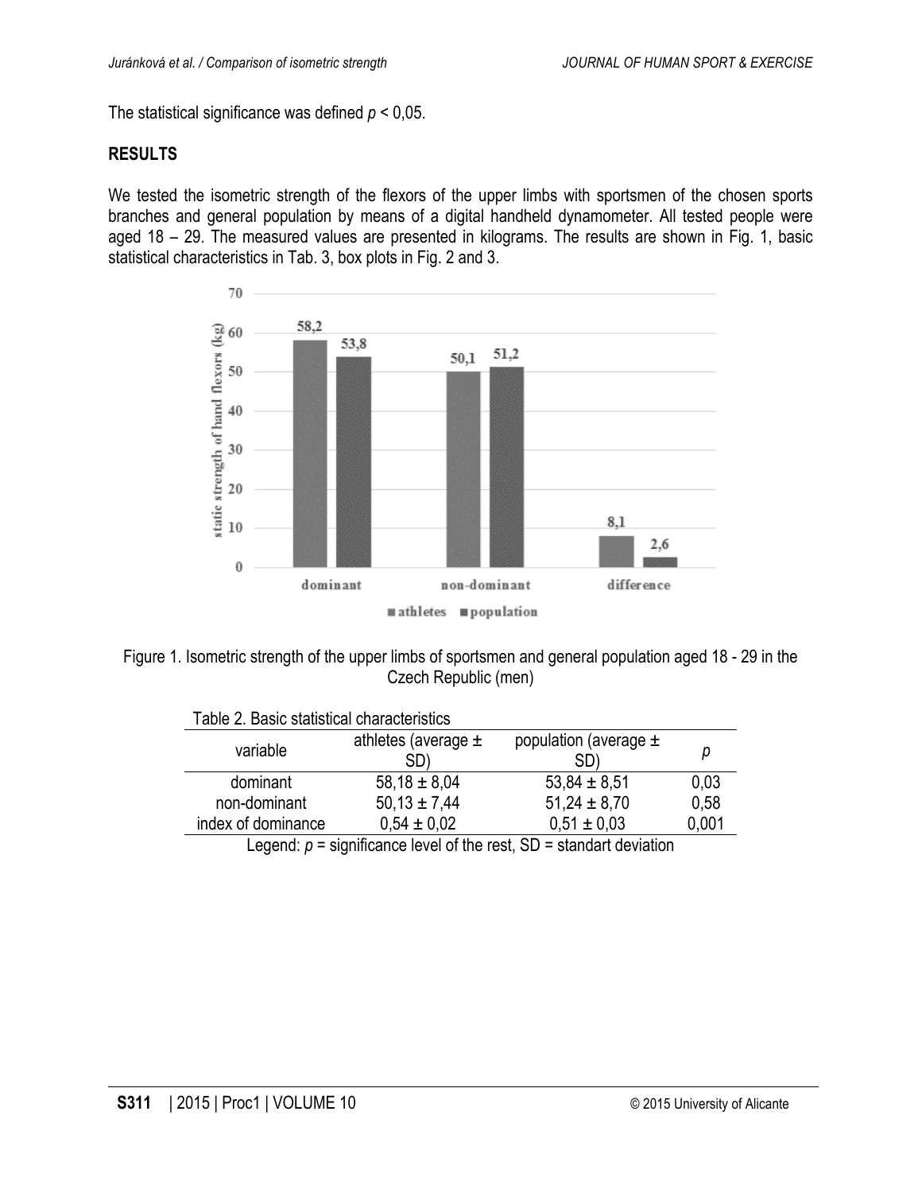The statistical significance was defined $p < 0,05$.

## RESULTS

We tested the isometric strength of the flexors of the upper limbs with sportsmen of the chosen sports branches and general population by means of a digital handheld dynamometer. All tested people were aged 18 – 29. The measured values are presented in kilograms. The results are shown in Fig. 1, basic statistical characteristics in Tab. 3, box plots in Fig. 2 and 3.

Figure 1. Isometric strength of the upper limbs of sportsmen and general population aged 18 - 29 in the Czech Republic (men)

Table 2. Basic statistical characteristics

| variable | athletes (average ± SD) | population (average ± SD) | *p* |
|---|---|---|---|
| dominant | 58,18 ± 8,04 | 53,84 ± 8,51 | 0,03 |
| non-dominant | 50,13 ± 7,44 | 51,24 ± 8,70 | 0,58 |
| index of dominance | 0,54 ± 0,02 | 0,51 ± 0,03 | 0,001 |

Legend: *p* = significance level of the rest, SD = standart deviation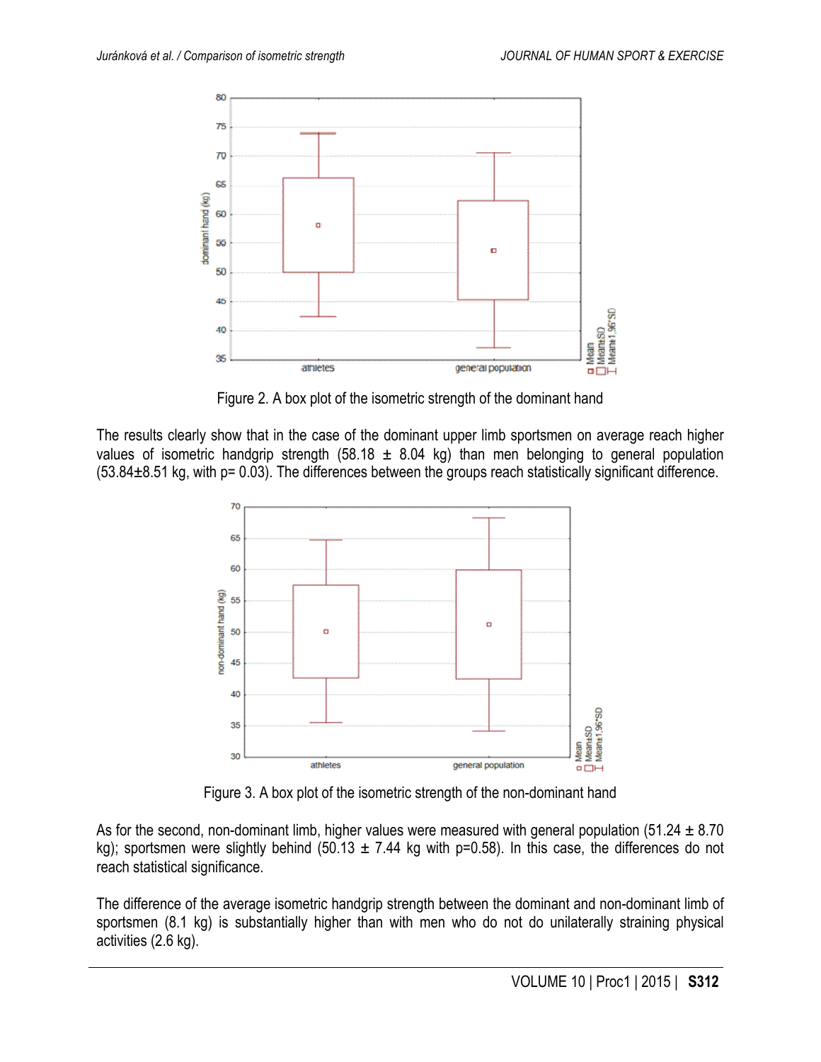Figure 2. A box plot of the isometric strength of the dominant hand

The results clearly show that in the case of the dominant upper limb sportsmen on average reach higher values of isometric handgrip strength (58.18 ± 8.04 kg) than men belonging to general population (53.84±8.51 kg, with p= 0.03). The differences between the groups reach statistically significant difference.

Figure 3. A box plot of the isometric strength of the non-dominant hand

As for the second, non-dominant limb, higher values were measured with general population (51.24 ± 8.70 kg); sportsmen were slightly behind (50.13 ± 7.44 kg with p=0.58). In this case, the differences do not reach statistical significance.

The difference of the average isometric handgrip strength between the dominant and non-dominant limb of sportsmen (8.1 kg) is substantially higher than with men who do not do unilaterally straining physical activities (2.6 kg).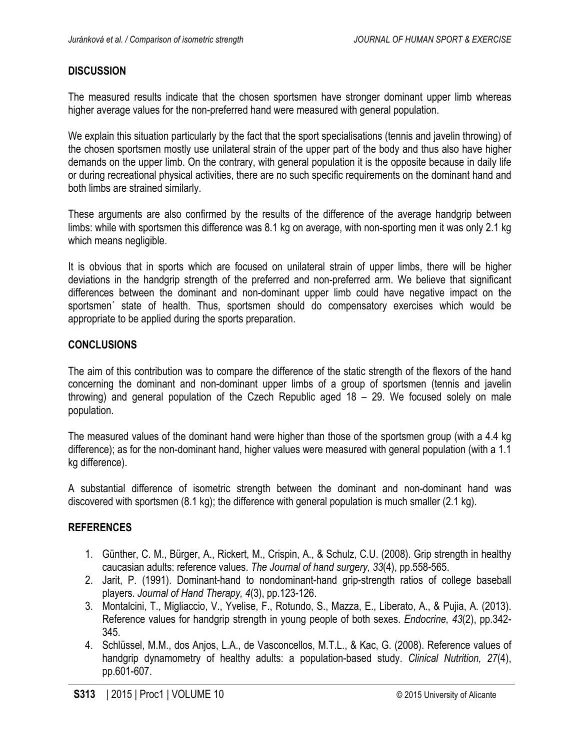## DISCUSSION

The measured results indicate that the chosen sportsmen have stronger dominant upper limb whereas higher average values for the non-preferred hand were measured with general population.

We explain this situation particularly by the fact that the sport specialisations (tennis and javelin throwing) of the chosen sportsmen mostly use unilateral strain of the upper part of the body and thus also have higher demands on the upper limb. On the contrary, with general population it is the opposite because in daily life or during recreational physical activities, there are no such specific requirements on the dominant hand and both limbs are strained similarly.

These arguments are also confirmed by the results of the difference of the average handgrip between limbs: while with sportsmen this difference was 8.1 kg on average, with non-sporting men it was only 2.1 kg which means negligible.

It is obvious that in sports which are focused on unilateral strain of upper limbs, there will be higher deviations in the handgrip strength of the preferred and non-preferred arm. We believe that significant differences between the dominant and non-dominant upper limb could have negative impact on the sportsmen´ state of health. Thus, sportsmen should do compensatory exercises which would be appropriate to be applied during the sports preparation.

## CONCLUSIONS

The aim of this contribution was to compare the difference of the static strength of the flexors of the hand concerning the dominant and non-dominant upper limbs of a group of sportsmen (tennis and javelin throwing) and general population of the Czech Republic aged 18 – 29. We focused solely on male population.

The measured values of the dominant hand were higher than those of the sportsmen group (with a 4.4 kg difference); as for the non-dominant hand, higher values were measured with general population (with a 1.1 kg difference).

A substantial difference of isometric strength between the dominant and non-dominant hand was discovered with sportsmen (8.1 kg); the difference with general population is much smaller (2.1 kg).

## REFERENCES

1. Günther, C. M., Bürger, A., Rickert, M., Crispin, A., & Schulz, C.U. (2008). Grip strength in healthy caucasian adults: reference values. *The Journal of hand surgery, 33*(4), pp.558-565.
2. Jarit, P. (1991). Dominant-hand to nondominant-hand grip-strength ratios of college baseball players. *Journal of Hand Therapy, 4*(3), pp.123-126.
3. Montalcini, T., Migliaccio, V., Yvelise, F., Rotundo, S., Mazza, E., Liberato, A., & Pujia, A. (2013). Reference values for handgrip strength in young people of both sexes. *Endocrine, 43*(2), pp.342-345.
4. Schlüssel, M.M., dos Anjos, L.A., de Vasconcellos, M.T.L., & Kac, G. (2008). Reference values of handgrip dynamometry of healthy adults: a population-based study. *Clinical Nutrition, 27*(4), pp.601-607.